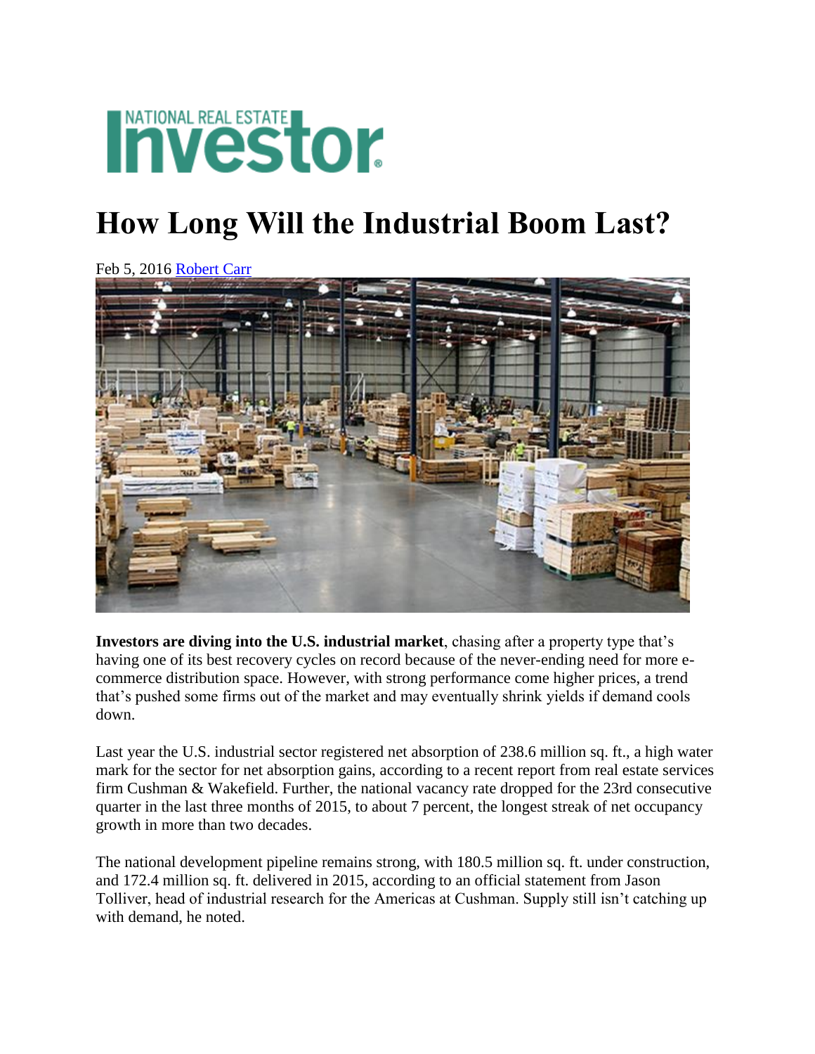# National Real Estate Investor

# How Long Will the Industrial Boom Last?

Feb 5, 2016 Robert Carr

**Investors are diving into the U.S. industrial market**, chasing after a property type that's having one of its best recovery cycles on record because of the never-ending need for more e-commerce distribution space. However, with strong performance come higher prices, a trend that's pushed some firms out of the market and may eventually shrink yields if demand cools down.

Last year the U.S. industrial sector registered net absorption of 238.6 million sq. ft., a high water mark for the sector for net absorption gains, according to a recent report from real estate services firm Cushman & Wakefield. Further, the national vacancy rate dropped for the 23rd consecutive quarter in the last three months of 2015, to about 7 percent, the longest streak of net occupancy growth in more than two decades.

The national development pipeline remains strong, with 180.5 million sq. ft. under construction, and 172.4 million sq. ft. delivered in 2015, according to an official statement from Jason Tolliver, head of industrial research for the Americas at Cushman. Supply still isn't catching up with demand, he noted.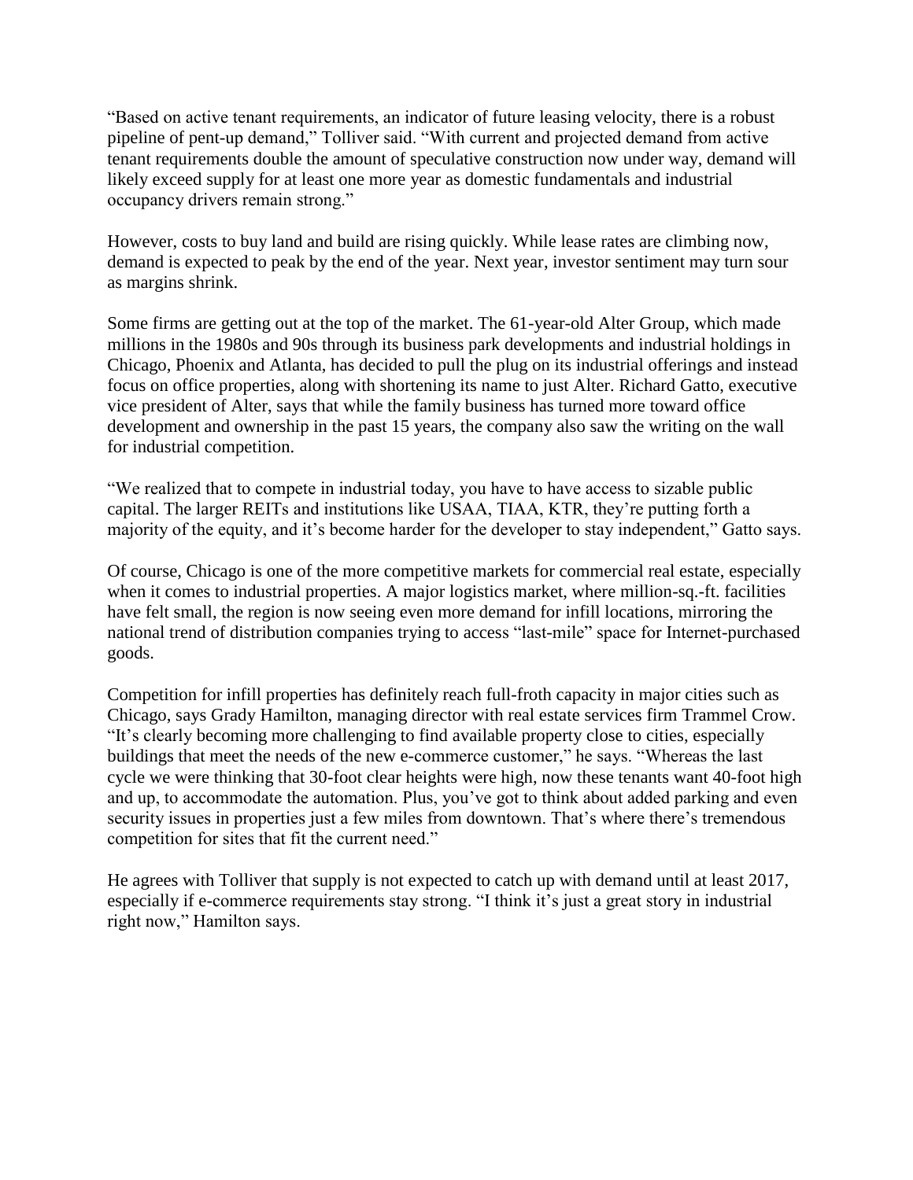"Based on active tenant requirements, an indicator of future leasing velocity, there is a robust pipeline of pent-up demand," Tolliver said. "With current and projected demand from active tenant requirements double the amount of speculative construction now under way, demand will likely exceed supply for at least one more year as domestic fundamentals and industrial occupancy drivers remain strong."

However, costs to buy land and build are rising quickly. While lease rates are climbing now, demand is expected to peak by the end of the year. Next year, investor sentiment may turn sour as margins shrink.

Some firms are getting out at the top of the market. The 61-year-old Alter Group, which made millions in the 1980s and 90s through its business park developments and industrial holdings in Chicago, Phoenix and Atlanta, has decided to pull the plug on its industrial offerings and instead focus on office properties, along with shortening its name to just Alter. Richard Gatto, executive vice president of Alter, says that while the family business has turned more toward office development and ownership in the past 15 years, the company also saw the writing on the wall for industrial competition.

"We realized that to compete in industrial today, you have to have access to sizable public capital. The larger REITs and institutions like USAA, TIAA, KTR, they're putting forth a majority of the equity, and it's become harder for the developer to stay independent," Gatto says.

Of course, Chicago is one of the more competitive markets for commercial real estate, especially when it comes to industrial properties. A major logistics market, where million-sq.-ft. facilities have felt small, the region is now seeing even more demand for infill locations, mirroring the national trend of distribution companies trying to access "last-mile" space for Internet-purchased goods.

Competition for infill properties has definitely reach full-froth capacity in major cities such as Chicago, says Grady Hamilton, managing director with real estate services firm Trammel Crow. "It's clearly becoming more challenging to find available property close to cities, especially buildings that meet the needs of the new e-commerce customer," he says. "Whereas the last cycle we were thinking that 30-foot clear heights were high, now these tenants want 40-foot high and up, to accommodate the automation. Plus, you've got to think about added parking and even security issues in properties just a few miles from downtown. That's where there's tremendous competition for sites that fit the current need."

He agrees with Tolliver that supply is not expected to catch up with demand until at least 2017, especially if e-commerce requirements stay strong. "I think it's just a great story in industrial right now," Hamilton says.